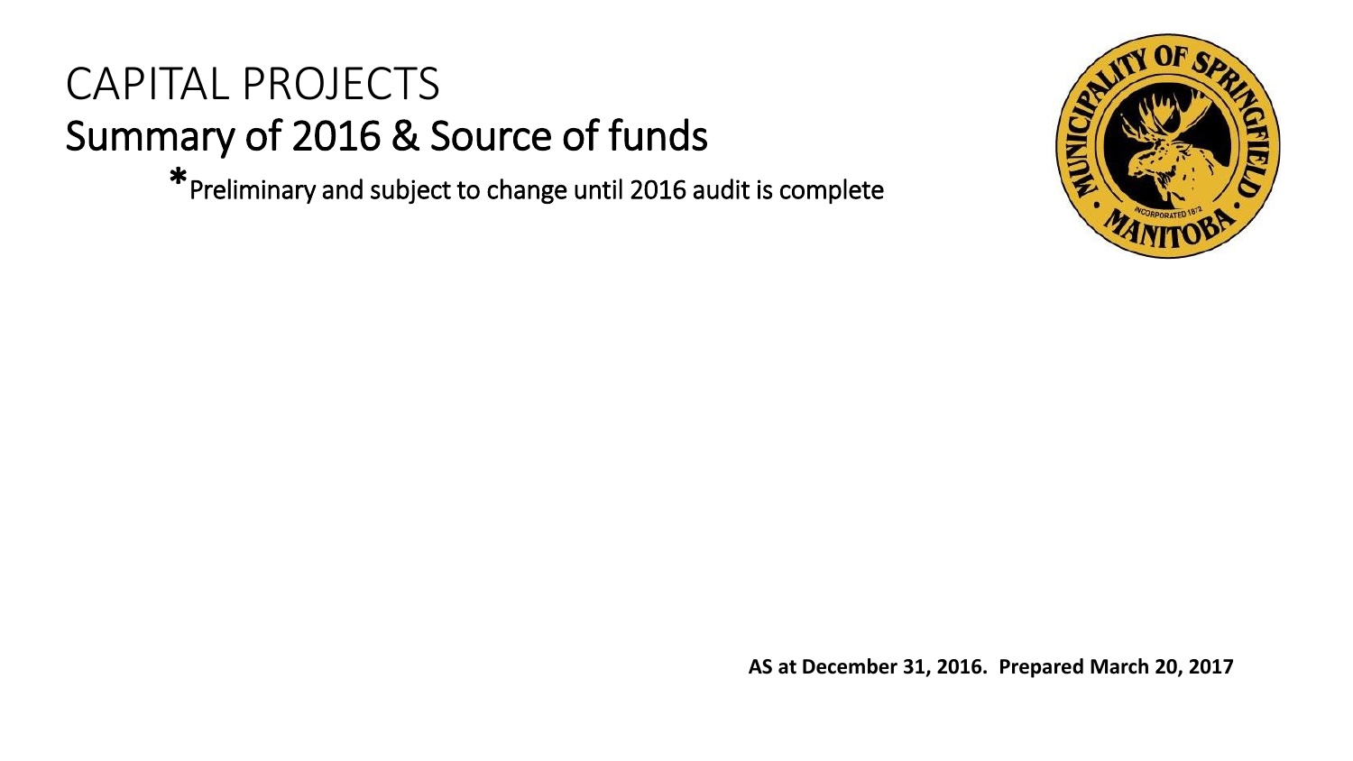# CAPITAL PROJECTS

## Summary of 2016 & Source of funds

*Preliminary and subject to change until 2016 audit is complete

**AS at December 31, 2016. Prepared March 20, 2017**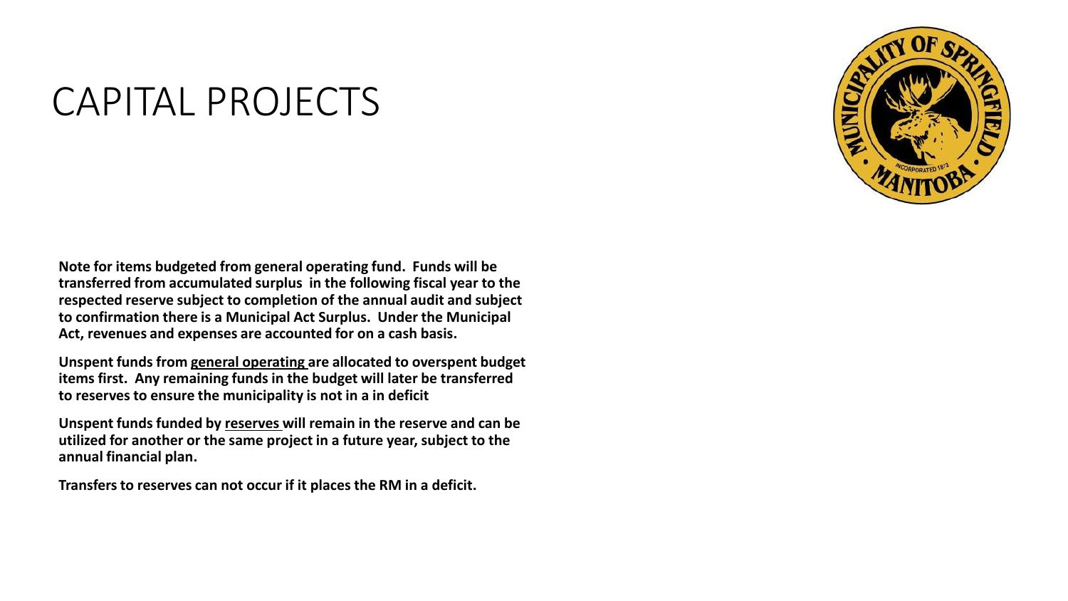# CAPITAL PROJECTS

**Note for items budgeted from general operating fund. Funds will be transferred from accumulated surplus in the following fiscal year to the respected reserve subject to completion of the annual audit and subject to confirmation there is a Municipal Act Surplus. Under the Municipal Act, revenues and expenses are accounted for on a cash basis.**

**Unspent funds from <u>general operating</u> are allocated to overspent budget items first. Any remaining funds in the budget will later be transferred to reserves to ensure the municipality is not in a in deficit**

**Unspent funds funded by <u>reserves</u> will remain in the reserve and can be utilized for another or the same project in a future year, subject to the annual financial plan.**

**Transfers to reserves can not occur if it places the RM in a deficit.**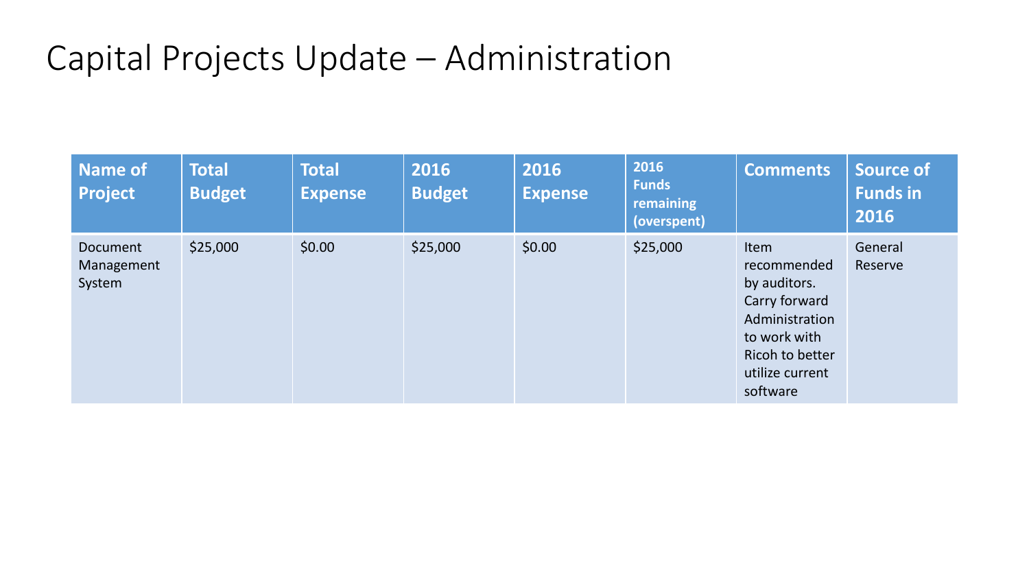# Capital Projects Update – Administration

| Name of Project | Total Budget | Total Expense | 2016 Budget | 2016 Expense | 2016 Funds remaining (overspent) | Comments | Source of Funds in 2016 |
|---|---|---|---|---|---|---|---|
| Document Management System | $25,000 | $0.00 | $25,000 | $0.00 | $25,000 | Item recommended by auditors. Carry forward Administration to work with Ricoh to better utilize current software | General Reserve |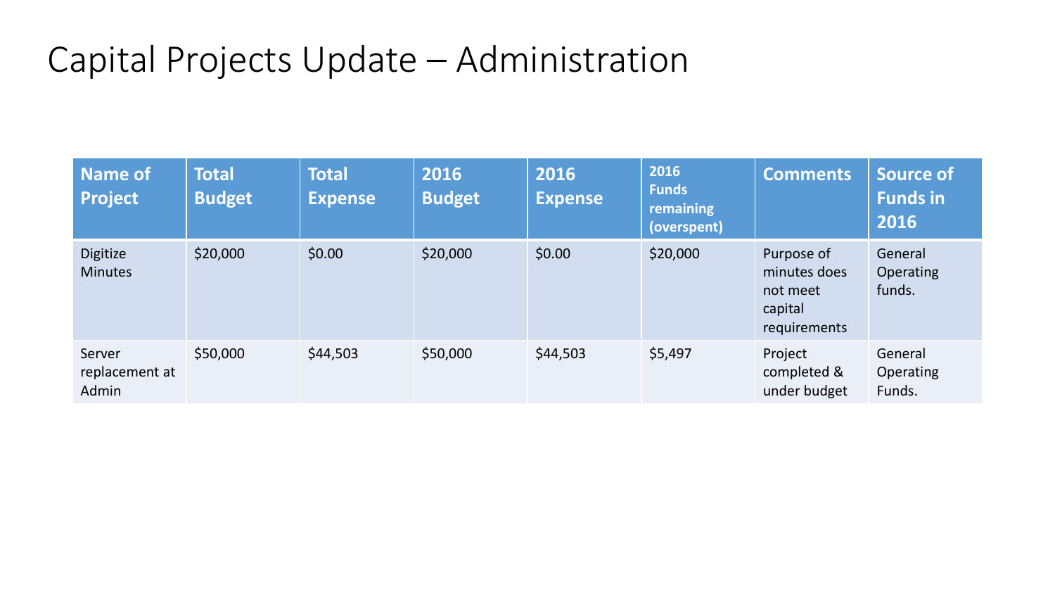# Capital Projects Update – Administration

| Name of Project | Total Budget | Total Expense | 2016 Budget | 2016 Expense | 2016 Funds remaining (overspent) | Comments | Source of Funds in 2016 |
|---|---|---|---|---|---|---|---|
| Digitize Minutes | $20,000 | $0.00 | $20,000 | $0.00 | $20,000 | Purpose of minutes does not meet capital requirements | General Operating funds. |
| Server replacement at Admin | $50,000 | $44,503 | $50,000 | $44,503 | $5,497 | Project completed & under budget | General Operating Funds. |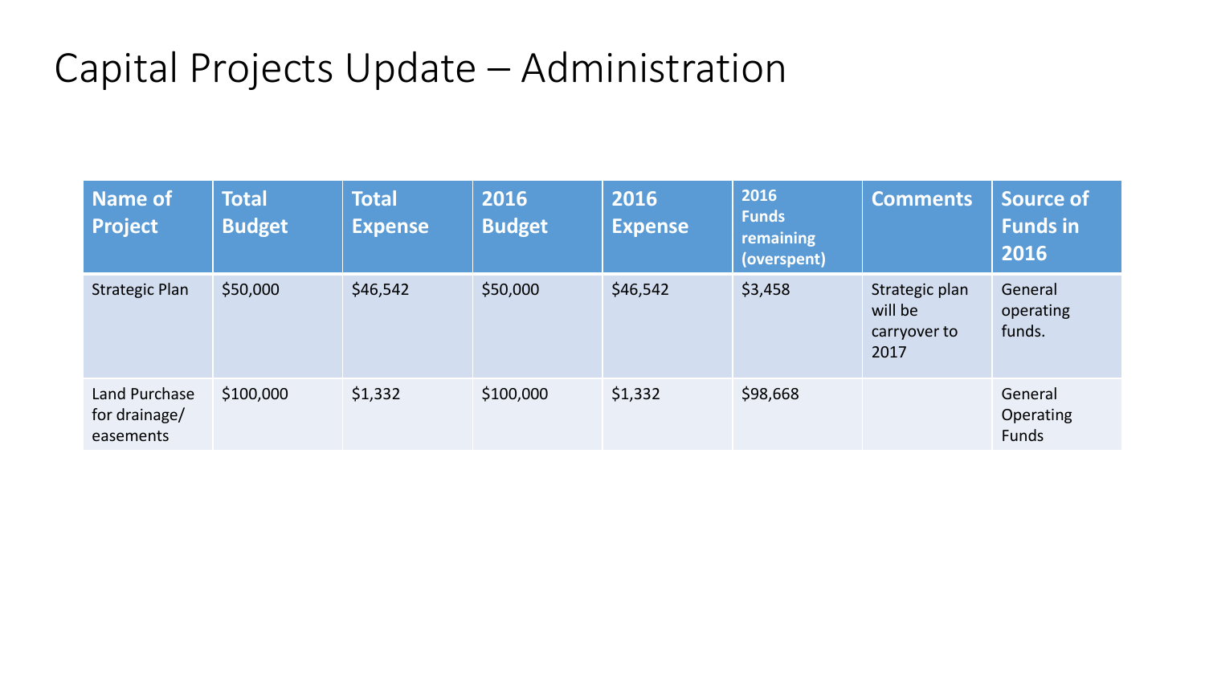# Capital Projects Update – Administration

| Name of Project | Total Budget | Total Expense | 2016 Budget | 2016 Expense | 2016 Funds remaining (overspent) | Comments | Source of Funds in 2016 |
|---|---|---|---|---|---|---|---|
| Strategic Plan | $50,000 | $46,542 | $50,000 | $46,542 | $3,458 | Strategic plan will be carryover to 2017 | General operating funds. |
| Land Purchase for drainage/ easements | $100,000 | $1,332 | $100,000 | $1,332 | $98,668 | | General Operating Funds |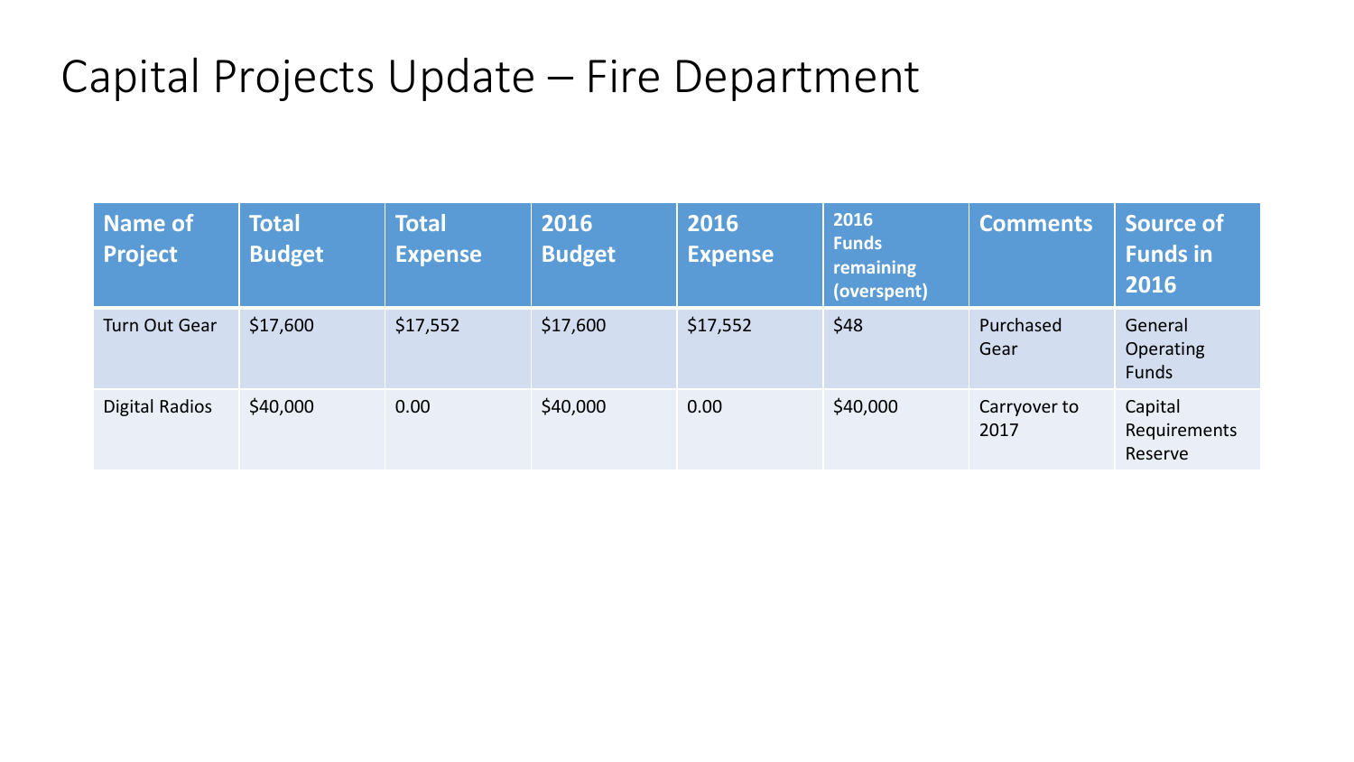# Capital Projects Update – Fire Department

| Name of Project | Total Budget | Total Expense | 2016 Budget | 2016 Expense | 2016 Funds remaining (overspent) | Comments | Source of Funds in 2016 |
|---|---|---|---|---|---|---|---|
| Turn Out Gear | $17,600 | $17,552 | $17,600 | $17,552 | $48 | Purchased Gear | General Operating Funds |
| Digital Radios | $40,000 | 0.00 | $40,000 | 0.00 | $40,000 | Carryover to 2017 | Capital Requirements Reserve |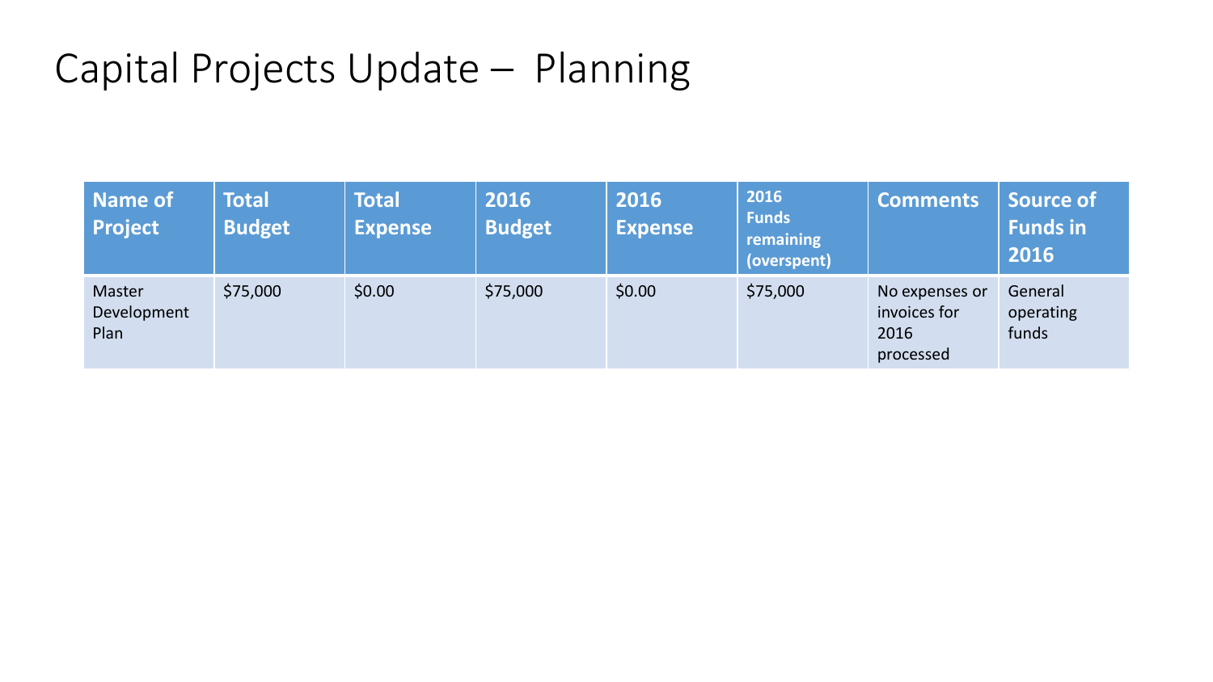# Capital Projects Update – Planning

| Name of Project | Total Budget | Total Expense | 2016 Budget | 2016 Expense | 2016 Funds remaining (overspent) | Comments | Source of Funds in 2016 |
|---|---|---|---|---|---|---|---|
| Master Development Plan | $75,000 | $0.00 | $75,000 | $0.00 | $75,000 | No expenses or invoices for 2016 processed | General operating funds |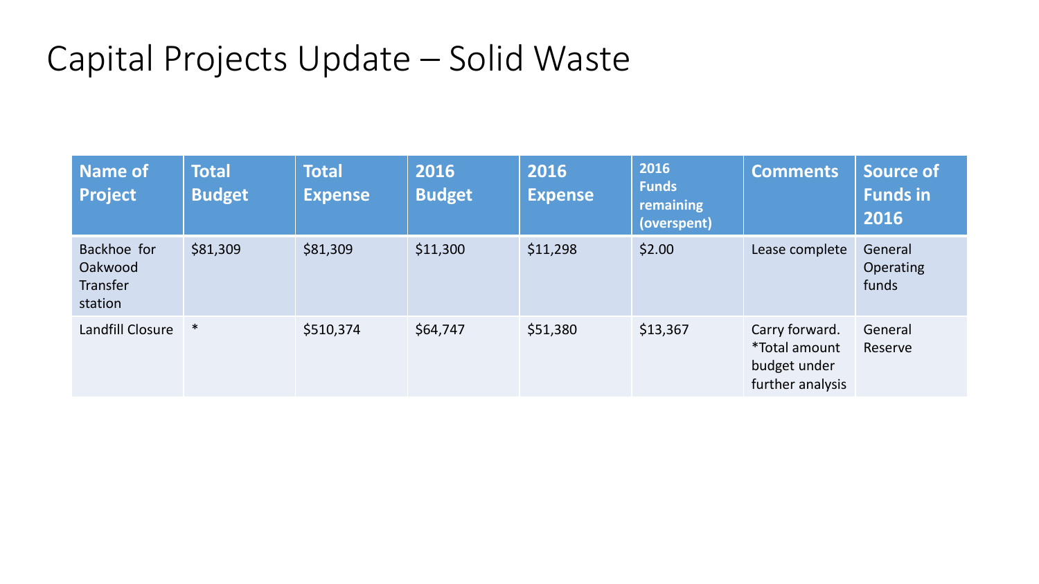# Capital Projects Update – Solid Waste

| Name of Project | Total Budget | Total Expense | 2016 Budget | 2016 Expense | 2016 Funds remaining (overspent) | Comments | Source of Funds in 2016 |
|---|---|---|---|---|---|---|---|
| Backhoe for Oakwood Transfer station | $81,309 | $81,309 | $11,300 | $11,298 | $2.00 | Lease complete | General Operating funds |
| Landfill Closure | * | $510,374 | $64,747 | $51,380 | $13,367 | Carry forward. *Total amount budget under further analysis | General Reserve |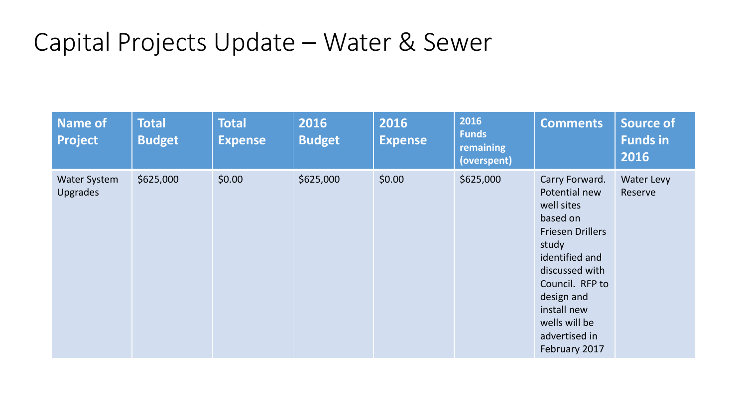# Capital Projects Update – Water & Sewer

| Name of Project | Total Budget | Total Expense | 2016 Budget | 2016 Expense | 2016 Funds remaining (overspent) | Comments | Source of Funds in 2016 |
|---|---|---|---|---|---|---|---|
| Water System Upgrades | $625,000 | $0.00 | $625,000 | $0.00 | $625,000 | Carry Forward. Potential new well sites based on Friesen Drillers study identified and discussed with Council. RFP to design and install new wells will be advertised in February 2017 | Water Levy Reserve |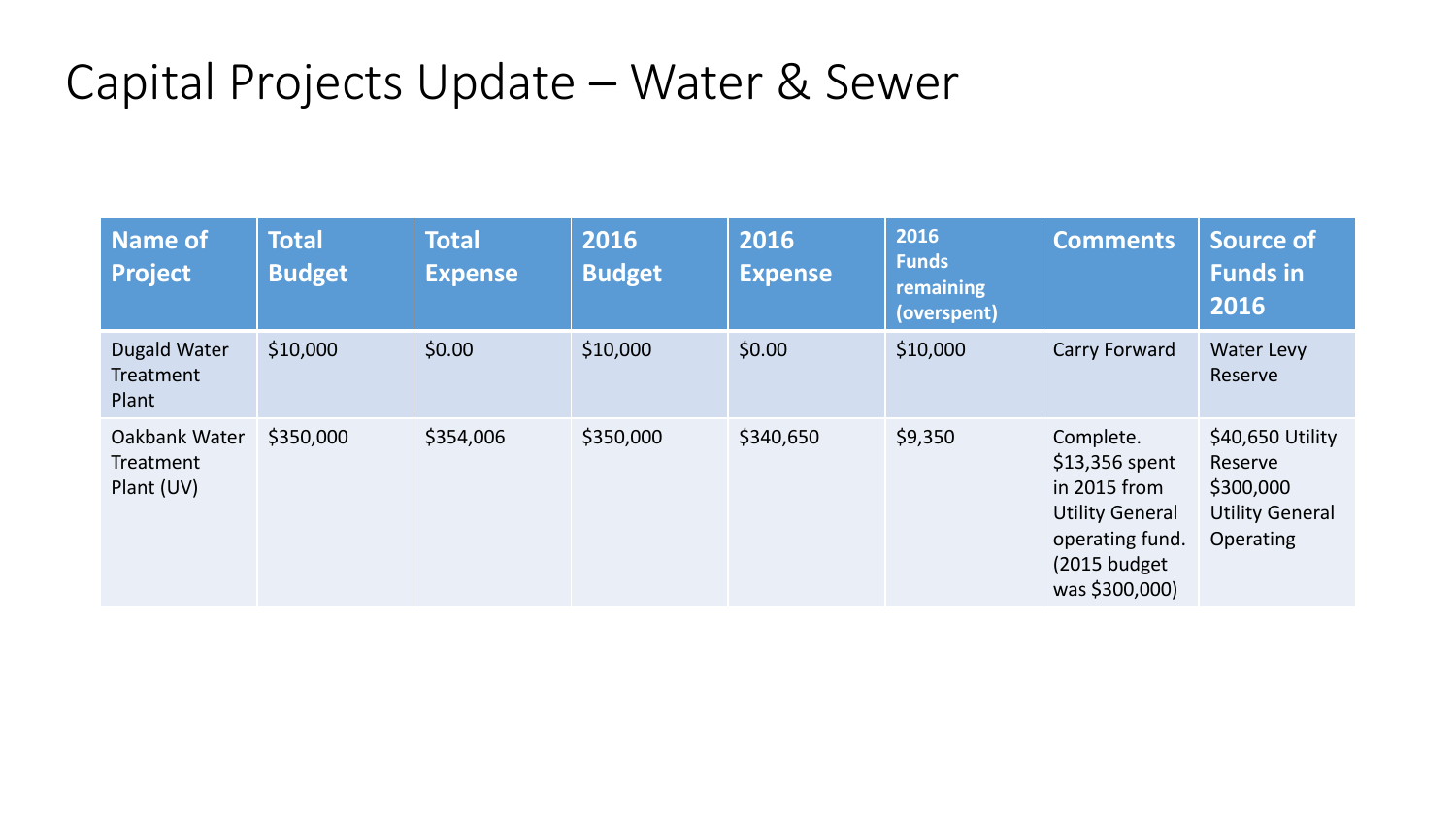# Capital Projects Update – Water & Sewer

| Name of Project | Total Budget | Total Expense | 2016 Budget | 2016 Expense | 2016 Funds remaining (overspent) | Comments | Source of Funds in 2016 |
|---|---|---|---|---|---|---|---|
| Dugald Water Treatment Plant | $10,000 | $0.00 | $10,000 | $0.00 | $10,000 | Carry Forward | Water Levy Reserve |
| Oakbank Water Treatment Plant (UV) | $350,000 | $354,006 | $350,000 | $340,650 | $9,350 | Complete. $13,356 spent in 2015 from Utility General operating fund. (2015 budget was $300,000) | $40,650 Utility Reserve $300,000 Utility General Operating |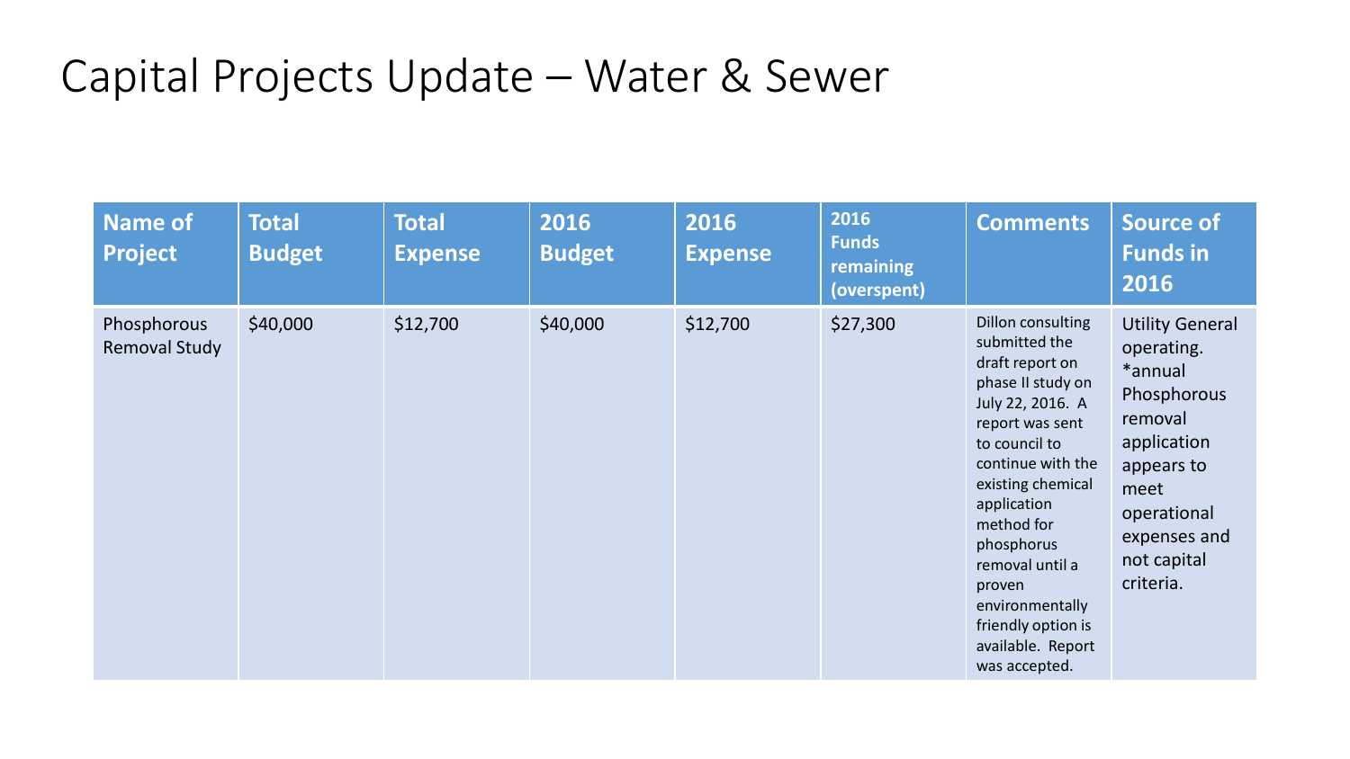# Capital Projects Update – Water & Sewer

| Name of Project | Total Budget | Total Expense | 2016 Budget | 2016 Expense | 2016 Funds remaining (overspent) | Comments | Source of Funds in 2016 |
|---|---|---|---|---|---|---|---|
| Phosphorous Removal Study | $40,000 | $12,700 | $40,000 | $12,700 | $27,300 | Dillon consulting submitted the draft report on phase II study on July 22, 2016. A report was sent to council to continue with the existing chemical application method for phosphorus removal until a proven environmentally friendly option is available. Report was accepted. | Utility General operating. *annual Phosphorous removal application appears to meet operational expenses and not capital criteria. |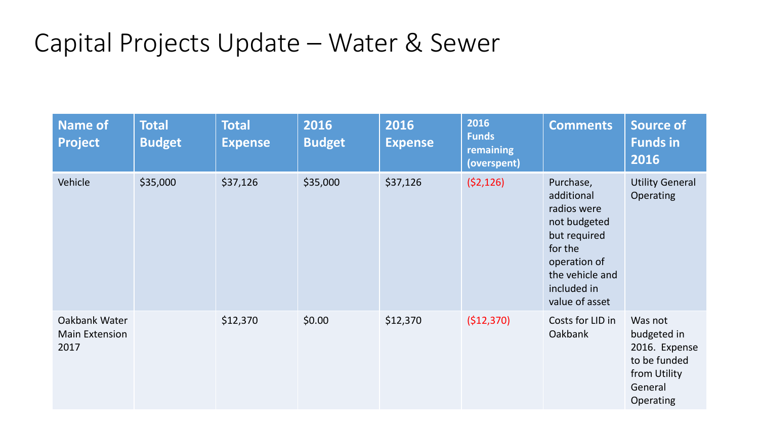# Capital Projects Update – Water & Sewer

| Name of Project | Total Budget | Total Expense | 2016 Budget | 2016 Expense | 2016 Funds remaining (overspent) | Comments | Source of Funds in 2016 |
|---|---|---|---|---|---|---|---|
| Vehicle | $35,000 | $37,126 | $35,000 | $37,126 | ($2,126) | Purchase, additional radios were not budgeted but required for the operation of the vehicle and included in value of asset | Utility General Operating |
| Oakbank Water Main Extension 2017 | | $12,370 | $0.00 | $12,370 | ($12,370) | Costs for LID in Oakbank | Was not budgeted in 2016. Expense to be funded from Utility General Operating |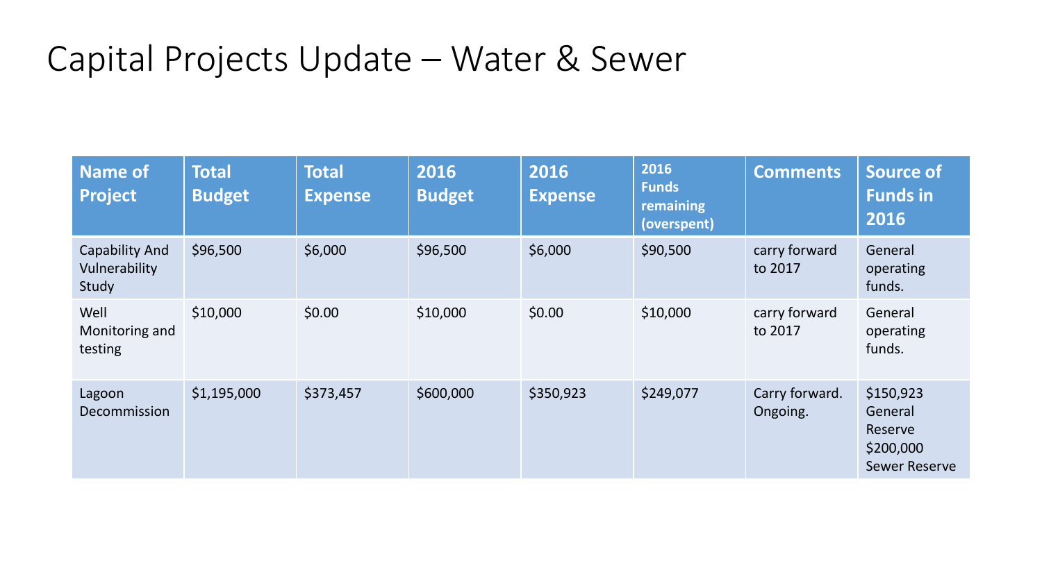# Capital Projects Update – Water & Sewer

| Name of Project | Total Budget | Total Expense | 2016 Budget | 2016 Expense | 2016 Funds remaining (overspent) | Comments | Source of Funds in 2016 |
|---|---|---|---|---|---|---|---|
| Capability And Vulnerability Study | $96,500 | $6,000 | $96,500 | $6,000 | $90,500 | carry forward to 2017 | General operating funds. |
| Well Monitoring and testing | $10,000 | $0.00 | $10,000 | $0.00 | $10,000 | carry forward to 2017 | General operating funds. |
| Lagoon Decommission | $1,195,000 | $373,457 | $600,000 | $350,923 | $249,077 | Carry forward. Ongoing. | $150,923 General Reserve $200,000 Sewer Reserve |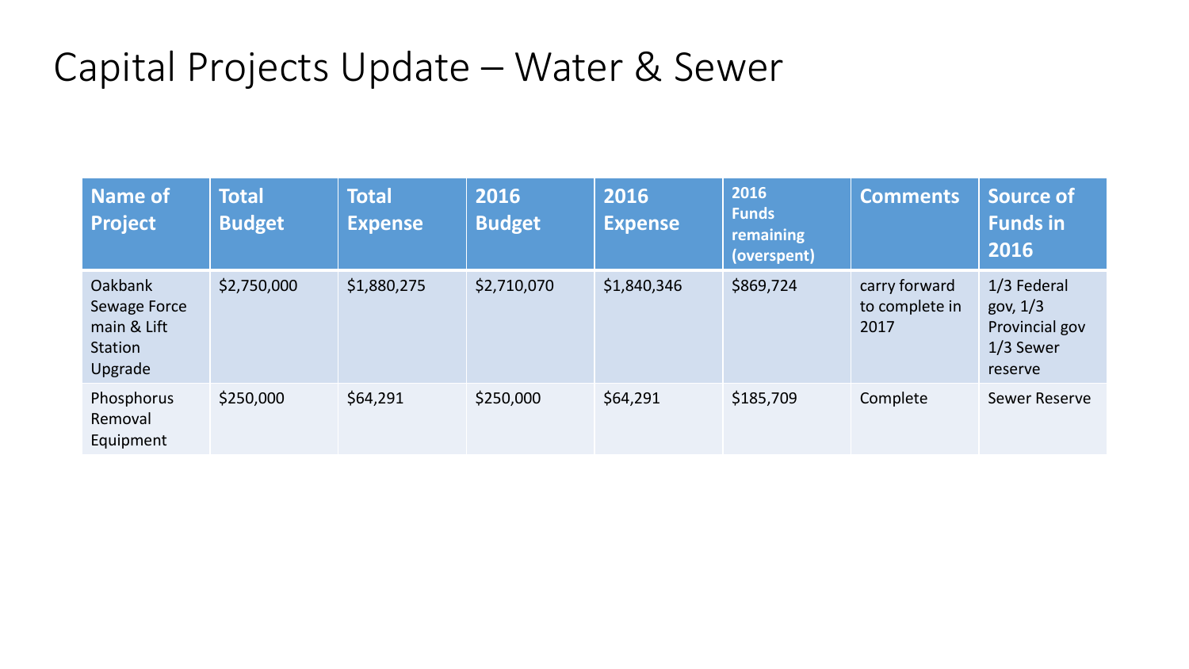# Capital Projects Update – Water & Sewer

| Name of Project | Total Budget | Total Expense | 2016 Budget | 2016 Expense | 2016 Funds remaining (overspent) | Comments | Source of Funds in 2016 |
|---|---|---|---|---|---|---|---|
| Oakbank Sewage Force main & Lift Station Upgrade | $2,750,000 | $1,880,275 | $2,710,070 | $1,840,346 | $869,724 | carry forward to complete in 2017 | 1/3 Federal gov, 1/3 Provincial gov 1/3 Sewer reserve |
| Phosphorus Removal Equipment | $250,000 | $64,291 | $250,000 | $64,291 | $185,709 | Complete | Sewer Reserve |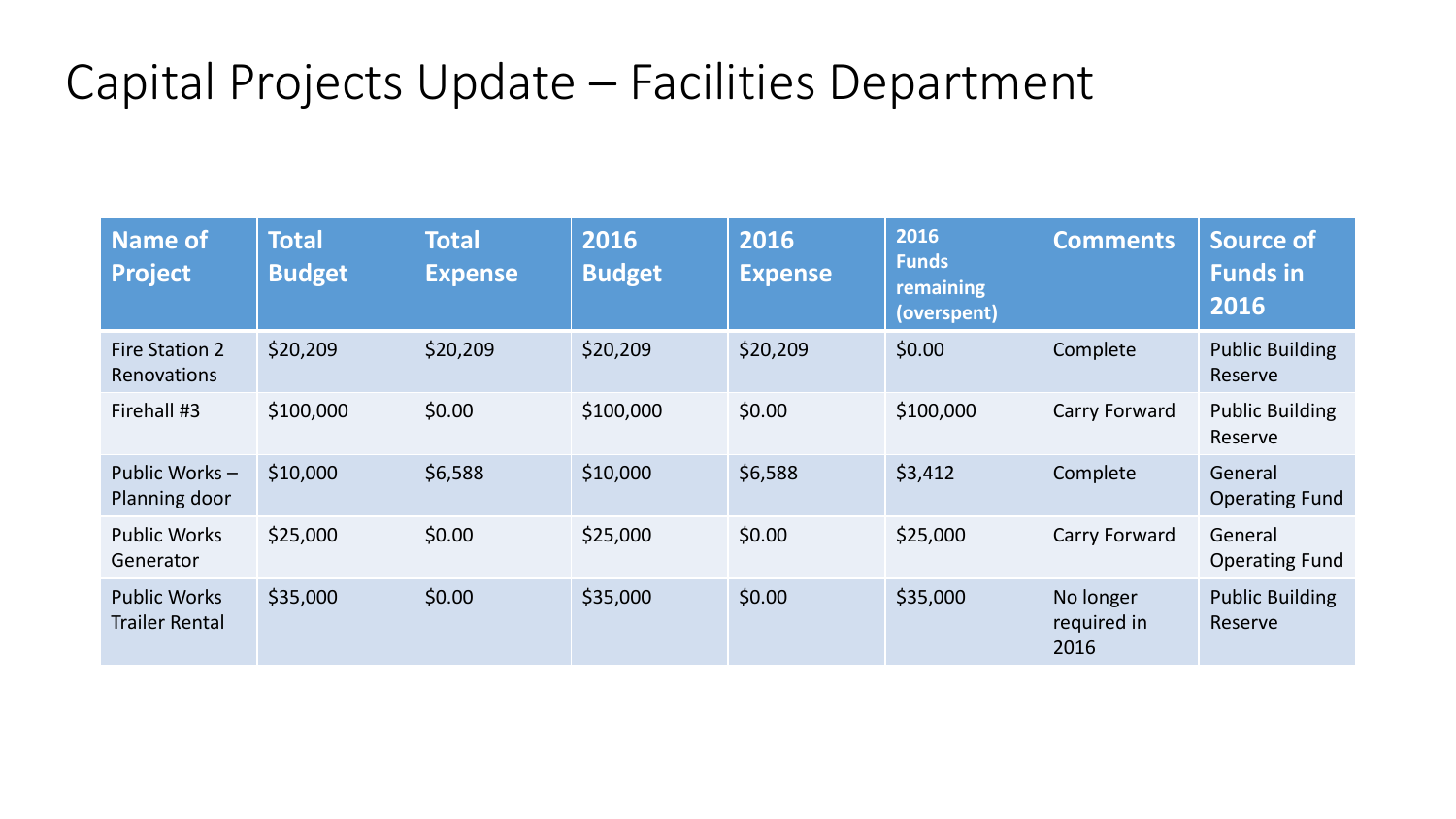# Capital Projects Update – Facilities Department

| Name of Project | Total Budget | Total Expense | 2016 Budget | 2016 Expense | 2016 Funds remaining (overspent) | Comments | Source of Funds in 2016 |
|---|---|---|---|---|---|---|---|
| Fire Station 2 Renovations | $20,209 | $20,209 | $20,209 | $20,209 | $0.00 | Complete | Public Building Reserve |
| Firehall #3 | $100,000 | $0.00 | $100,000 | $0.00 | $100,000 | Carry Forward | Public Building Reserve |
| Public Works – Planning door | $10,000 | $6,588 | $10,000 | $6,588 | $3,412 | Complete | General Operating Fund |
| Public Works Generator | $25,000 | $0.00 | $25,000 | $0.00 | $25,000 | Carry Forward | General Operating Fund |
| Public Works Trailer Rental | $35,000 | $0.00 | $35,000 | $0.00 | $35,000 | No longer required in 2016 | Public Building Reserve |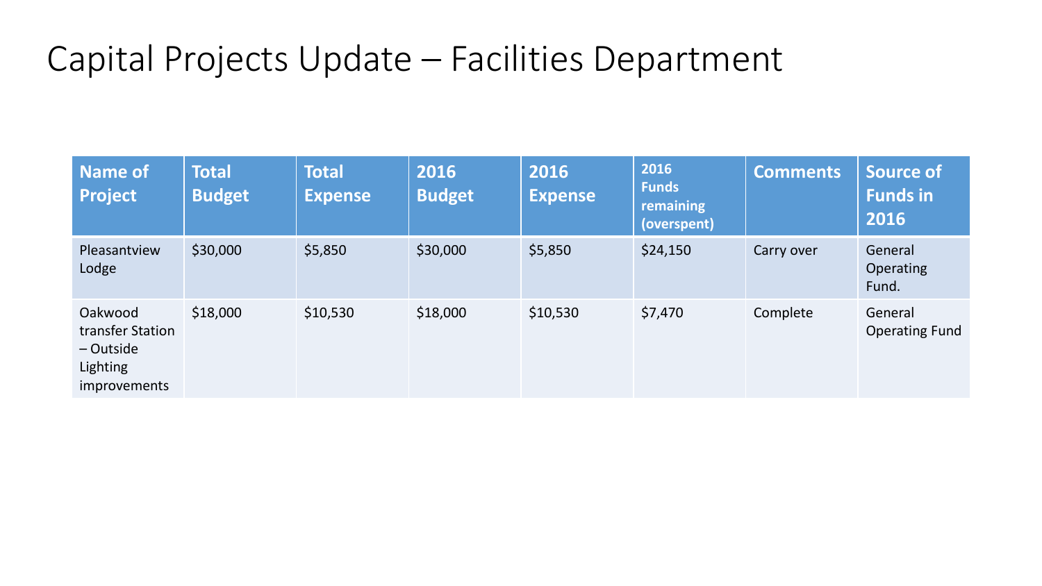# Capital Projects Update – Facilities Department

| Name of Project | Total Budget | Total Expense | 2016 Budget | 2016 Expense | 2016 Funds remaining (overspent) | Comments | Source of Funds in 2016 |
|---|---|---|---|---|---|---|---|
| Pleasantview Lodge | $30,000 | $5,850 | $30,000 | $5,850 | $24,150 | Carry over | General Operating Fund. |
| Oakwood transfer Station – Outside Lighting improvements | $18,000 | $10,530 | $18,000 | $10,530 | $7,470 | Complete | General Operating Fund |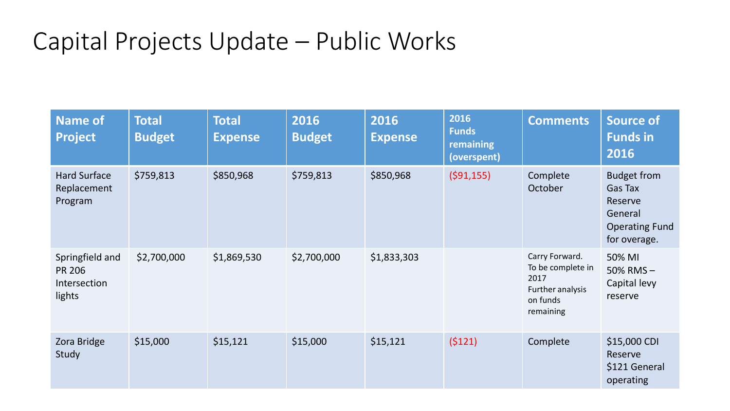# Capital Projects Update – Public Works

| Name of Project | Total Budget | Total Expense | 2016 Budget | 2016 Expense | 2016 Funds remaining (overspent) | Comments | Source of Funds in 2016 |
| --- | --- | --- | --- | --- | --- | --- | --- |
| Hard Surface Replacement Program | $759,813 | $850,968 | $759,813 | $850,968 | ($91,155) | Complete October | Budget from Gas Tax Reserve General Operating Fund for overage. |
| Springfield and PR 206 Intersection lights | $2,700,000 | $1,869,530 | $2,700,000 | $1,833,303 | | Carry Forward. To be complete in 2017 Further analysis on funds remaining | 50% MI 50% RMS – Capital levy reserve |
| Zora Bridge Study | $15,000 | $15,121 | $15,000 | $15,121 | ($121) | Complete | $15,000 CDI Reserve $121 General operating |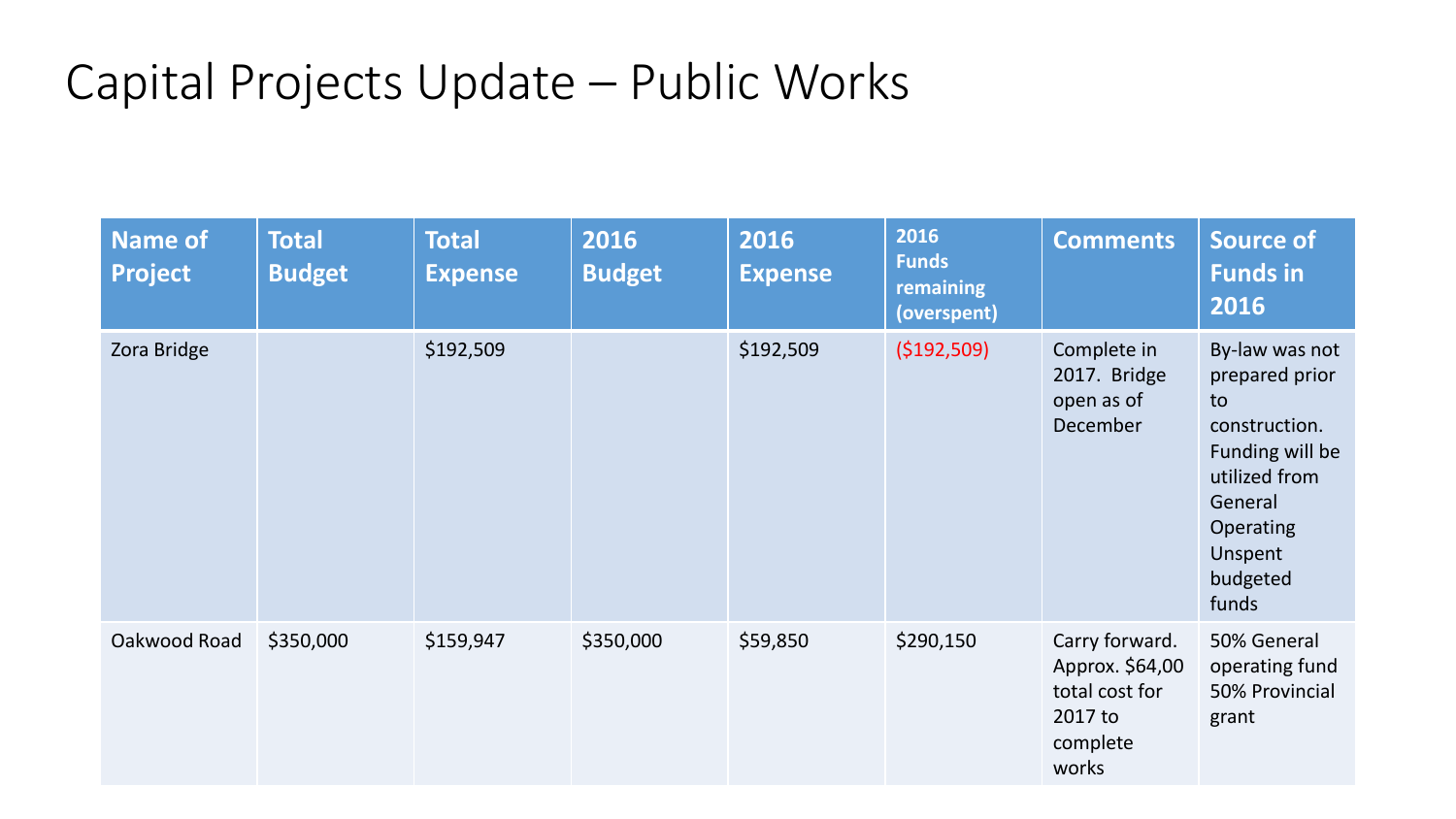# Capital Projects Update – Public Works

| Name of Project | Total Budget | Total Expense | 2016 Budget | 2016 Expense | 2016 Funds remaining (overspent) | Comments | Source of Funds in 2016 |
|---|---|---|---|---|---|---|---|
| Zora Bridge | | $192,509 | | $192,509 | ($192,509) | Complete in 2017. Bridge open as of December | By-law was not prepared prior to construction. Funding will be utilized from General Operating Unspent budgeted funds |
| Oakwood Road | $350,000 | $159,947 | $350,000 | $59,850 | $290,150 | Carry forward. Approx. $64,00 total cost for 2017 to complete works | 50% General operating fund 50% Provincial grant |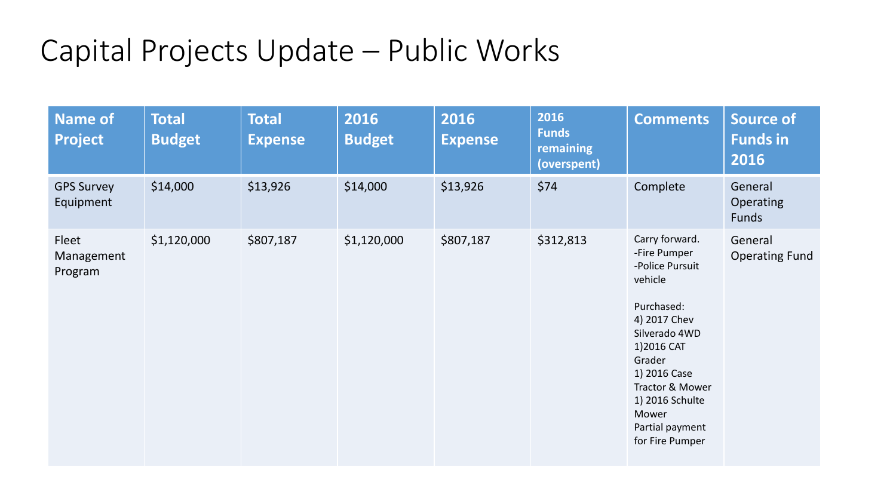# Capital Projects Update – Public Works

| Name of Project | Total Budget | Total Expense | 2016 Budget | 2016 Expense | 2016 Funds remaining (overspent) | Comments | Source of Funds in 2016 |
|---|---|---|---|---|---|---|---|
| GPS Survey Equipment | $14,000 | $13,926 | $14,000 | $13,926 | $74 | Complete | General Operating Funds |
| Fleet Management Program | $1,120,000 | $807,187 | $1,120,000 | $807,187 | $312,813 | Carry forward.<br>-Fire Pumper<br>-Police Pursuit vehicle<br><br>Purchased:<br>4) 2017 Chev Silverado 4WD<br>1)2016 CAT Grader<br>1) 2016 Case Tractor & Mower<br>1) 2016 Schulte Mower<br>Partial payment for Fire Pumper | General Operating Fund |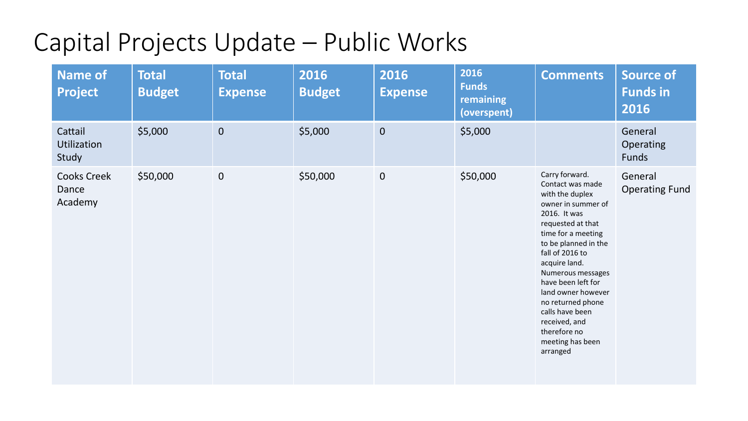# Capital Projects Update – Public Works

| Name of Project | Total Budget | Total Expense | 2016 Budget | 2016 Expense | 2016 Funds remaining (overspent) | Comments | Source of Funds in 2016 |
|---|---|---|---|---|---|---|---|
| Cattail Utilization Study | $5,000 | 0 | $5,000 | 0 | $5,000 | | General Operating Funds |
| Cooks Creek Dance Academy | $50,000 | 0 | $50,000 | 0 | $50,000 | Carry forward. Contact was made with the duplex owner in summer of 2016. It was requested at that time for a meeting to be planned in the fall of 2016 to acquire land. Numerous messages have been left for land owner however no returned phone calls have been received, and therefore no meeting has been arranged | General Operating Fund |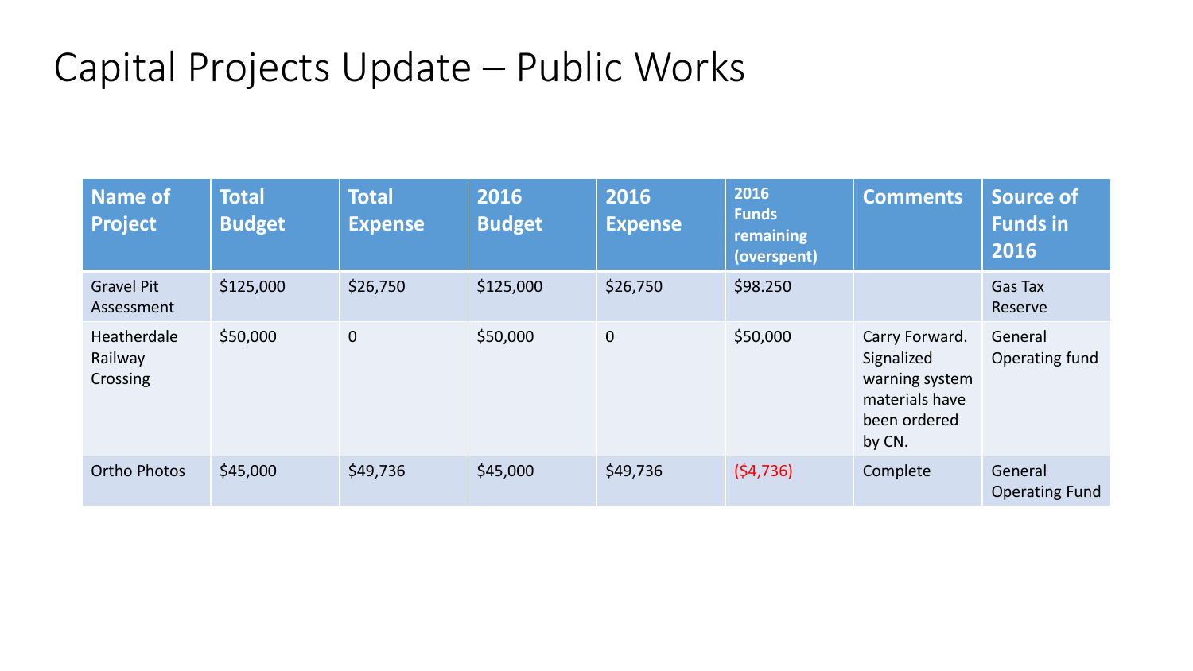# Capital Projects Update – Public Works

| Name of Project | Total Budget | Total Expense | 2016 Budget | 2016 Expense | 2016 Funds remaining (overspent) | Comments | Source of Funds in 2016 |
|---|---|---|---|---|---|---|---|
| Gravel Pit Assessment | $125,000 | $26,750 | $125,000 | $26,750 | $98.250 | | Gas Tax Reserve |
| Heatherdale Railway Crossing | $50,000 | 0 | $50,000 | 0 | $50,000 | Carry Forward. Signalized warning system materials have been ordered by CN. | General Operating fund |
| Ortho Photos | $45,000 | $49,736 | $45,000 | $49,736 | ($4,736) | Complete | General Operating Fund |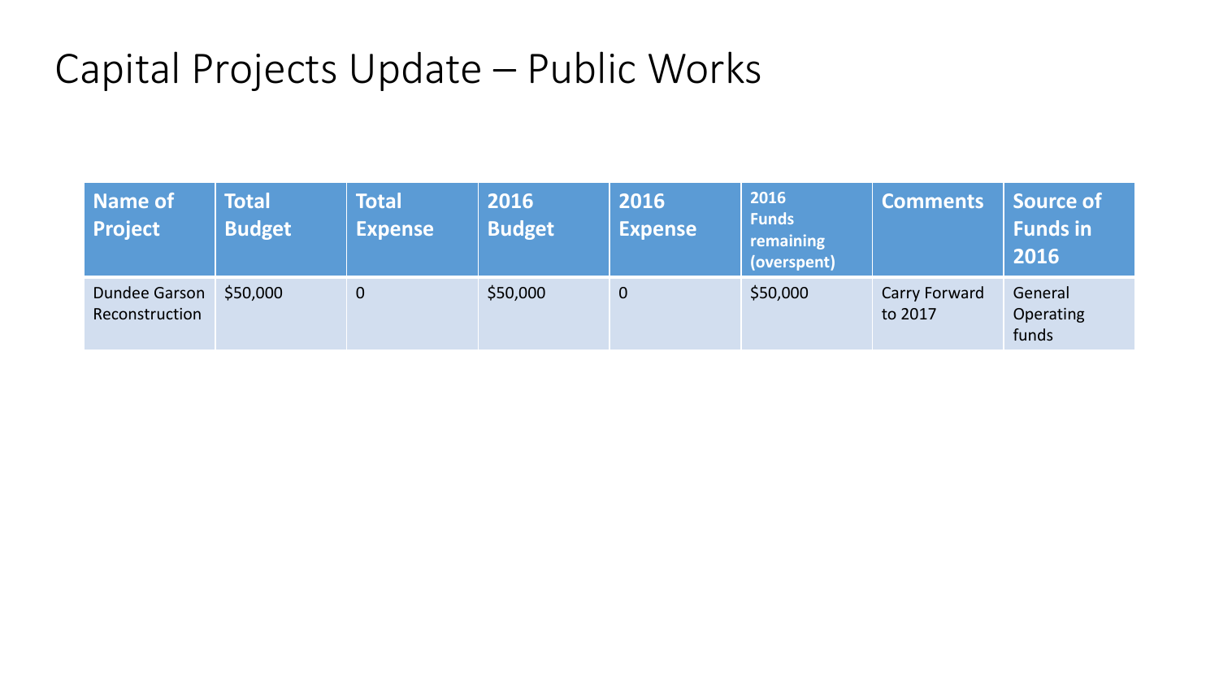# Capital Projects Update – Public Works

| Name of Project | Total Budget | Total Expense | 2016 Budget | 2016 Expense | 2016 Funds remaining (overspent) | Comments | Source of Funds in 2016 |
|---|---|---|---|---|---|---|---|
| Dundee Garson Reconstruction | $50,000 | 0 | $50,000 | 0 | $50,000 | Carry Forward to 2017 | General Operating funds |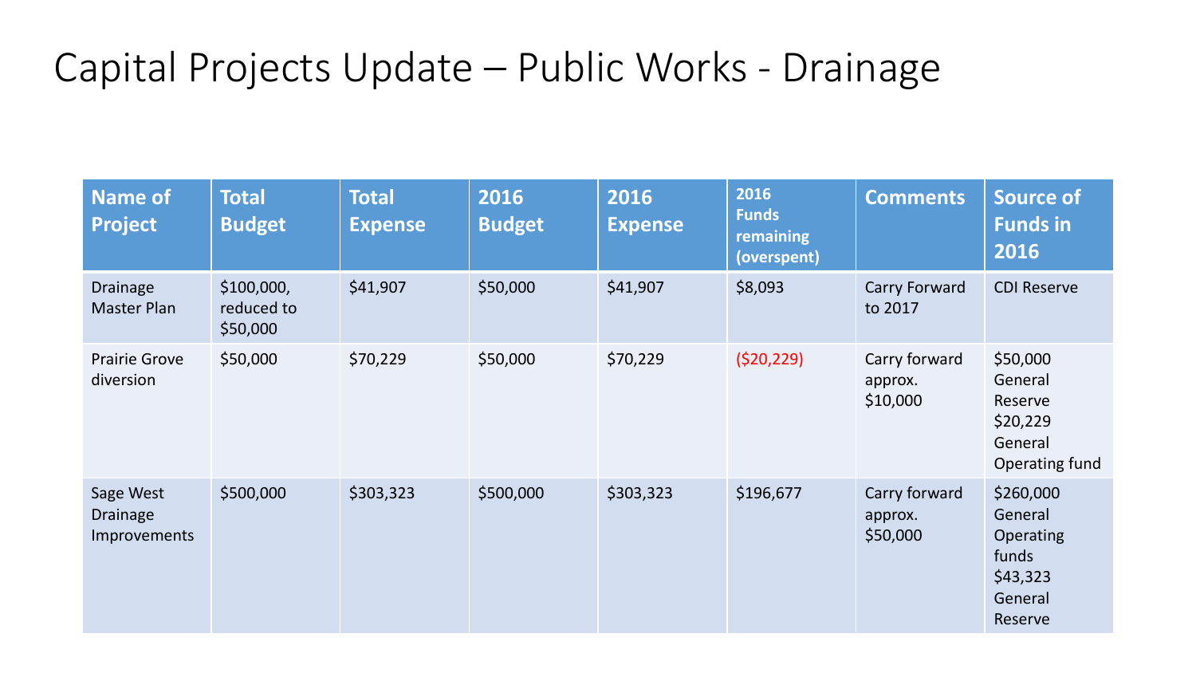# Capital Projects Update – Public Works - Drainage

| Name of Project | Total Budget | Total Expense | 2016 Budget | 2016 Expense | 2016 Funds remaining (overspent) | Comments | Source of Funds in 2016 |
|---|---|---|---|---|---|---|---|
| Drainage Master Plan | $100,000, reduced to $50,000 | $41,907 | $50,000 | $41,907 | $8,093 | Carry Forward to 2017 | CDI Reserve |
| Prairie Grove diversion | $50,000 | $70,229 | $50,000 | $70,229 | ($20,229) | Carry forward approx. $10,000 | $50,000 General Reserve $20,229 General Operating fund |
| Sage West Drainage Improvements | $500,000 | $303,323 | $500,000 | $303,323 | $196,677 | Carry forward approx. $50,000 | $260,000 General Operating funds $43,323 General Reserve |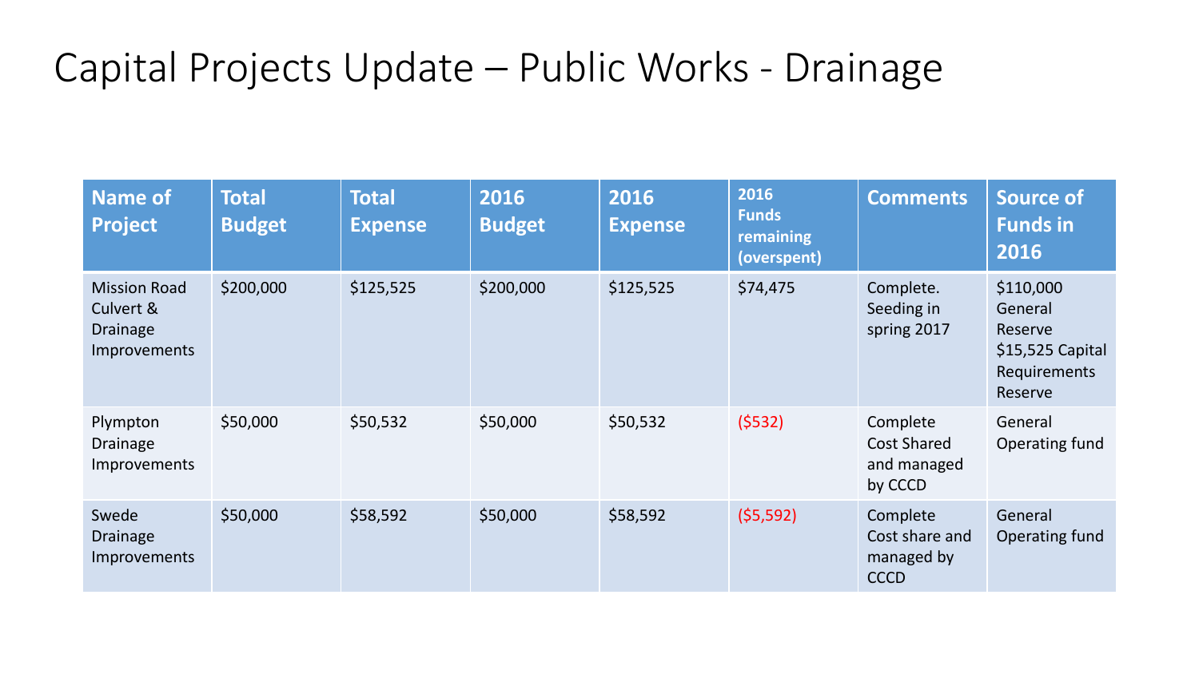# Capital Projects Update – Public Works - Drainage

| Name of Project | Total Budget | Total Expense | 2016 Budget | 2016 Expense | 2016 Funds remaining (overspent) | Comments | Source of Funds in 2016 |
|---|---|---|---|---|---|---|---|
| Mission Road Culvert & Drainage Improvements | $200,000 | $125,525 | $200,000 | $125,525 | $74,475 | Complete. Seeding in spring 2017 | $110,000 General Reserve $15,525 Capital Requirements Reserve |
| Plympton Drainage Improvements | $50,000 | $50,532 | $50,000 | $50,532 | ($532) | Complete Cost Shared and managed by CCCD | General Operating fund |
| Swede Drainage Improvements | $50,000 | $58,592 | $50,000 | $58,592 | ($5,592) | Complete Cost share and managed by CCCD | General Operating fund |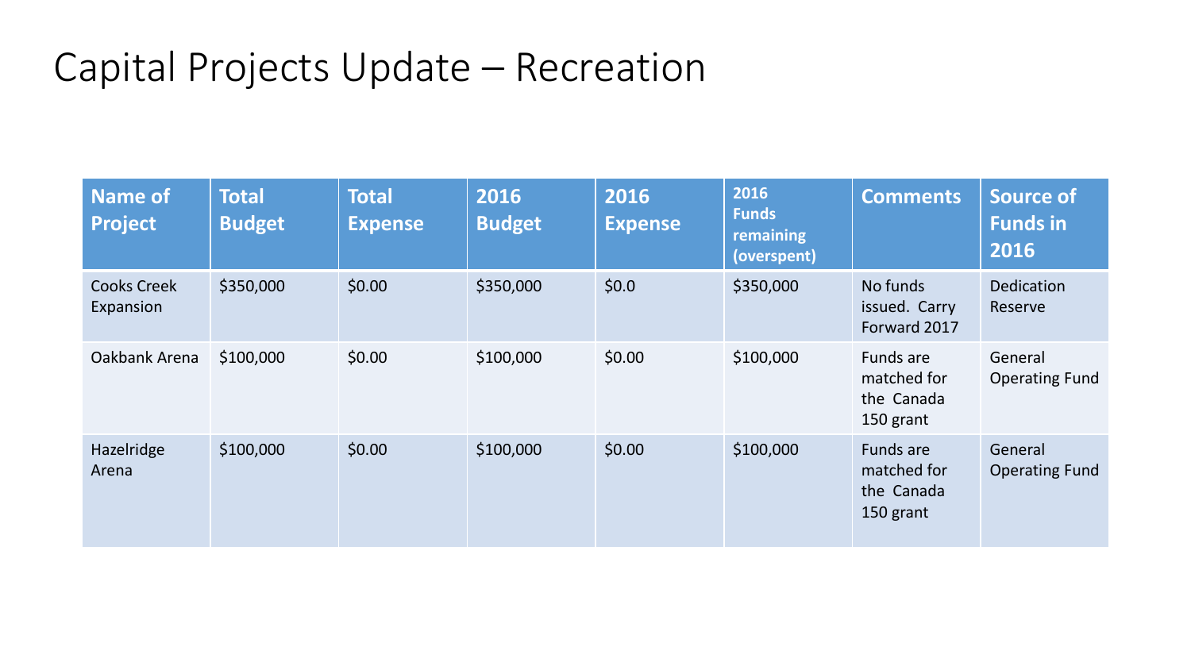# Capital Projects Update – Recreation

| Name of Project | Total Budget | Total Expense | 2016 Budget | 2016 Expense | 2016 Funds remaining (overspent) | Comments | Source of Funds in 2016 |
|---|---|---|---|---|---|---|---|
| Cooks Creek Expansion | $350,000 | $0.00 | $350,000 | $0.0 | $350,000 | No funds issued. Carry Forward 2017 | Dedication Reserve |
| Oakbank Arena | $100,000 | $0.00 | $100,000 | $0.00 | $100,000 | Funds are matched for the Canada 150 grant | General Operating Fund |
| Hazelridge Arena | $100,000 | $0.00 | $100,000 | $0.00 | $100,000 | Funds are matched for the Canada 150 grant | General Operating Fund |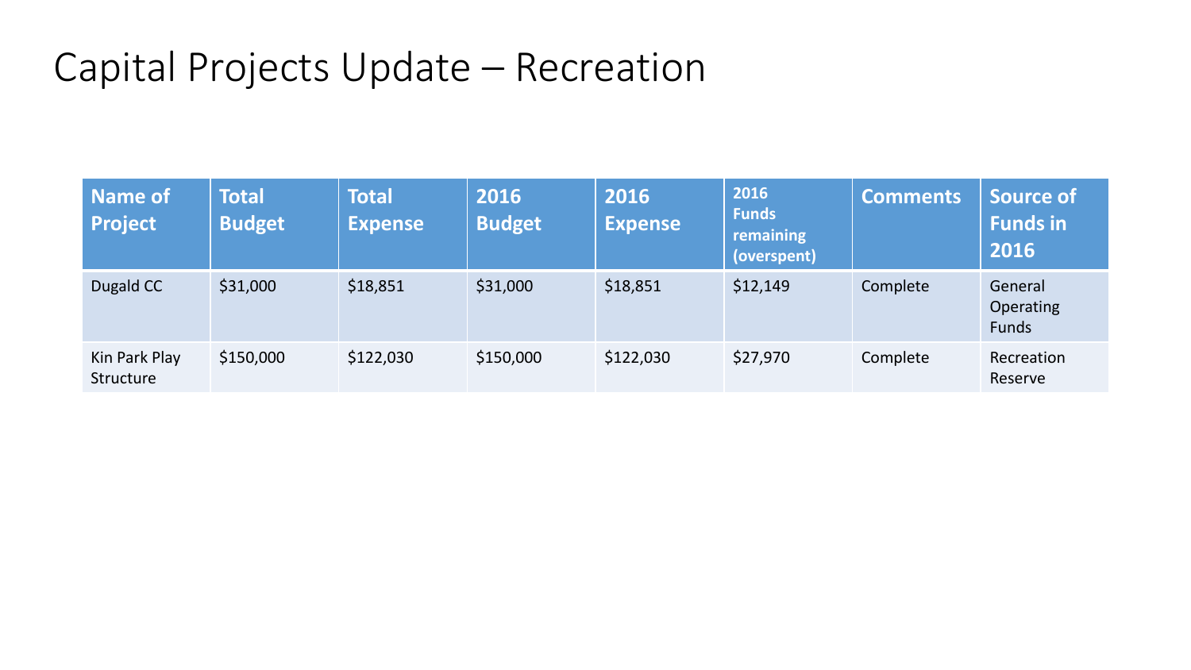# Capital Projects Update – Recreation

| Name of Project | Total Budget | Total Expense | 2016 Budget | 2016 Expense | 2016 Funds remaining (overspent) | Comments | Source of Funds in 2016 |
|---|---|---|---|---|---|---|---|
| Dugald CC | $31,000 | $18,851 | $31,000 | $18,851 | $12,149 | Complete | General Operating Funds |
| Kin Park Play Structure | $150,000 | $122,030 | $150,000 | $122,030 | $27,970 | Complete | Recreation Reserve |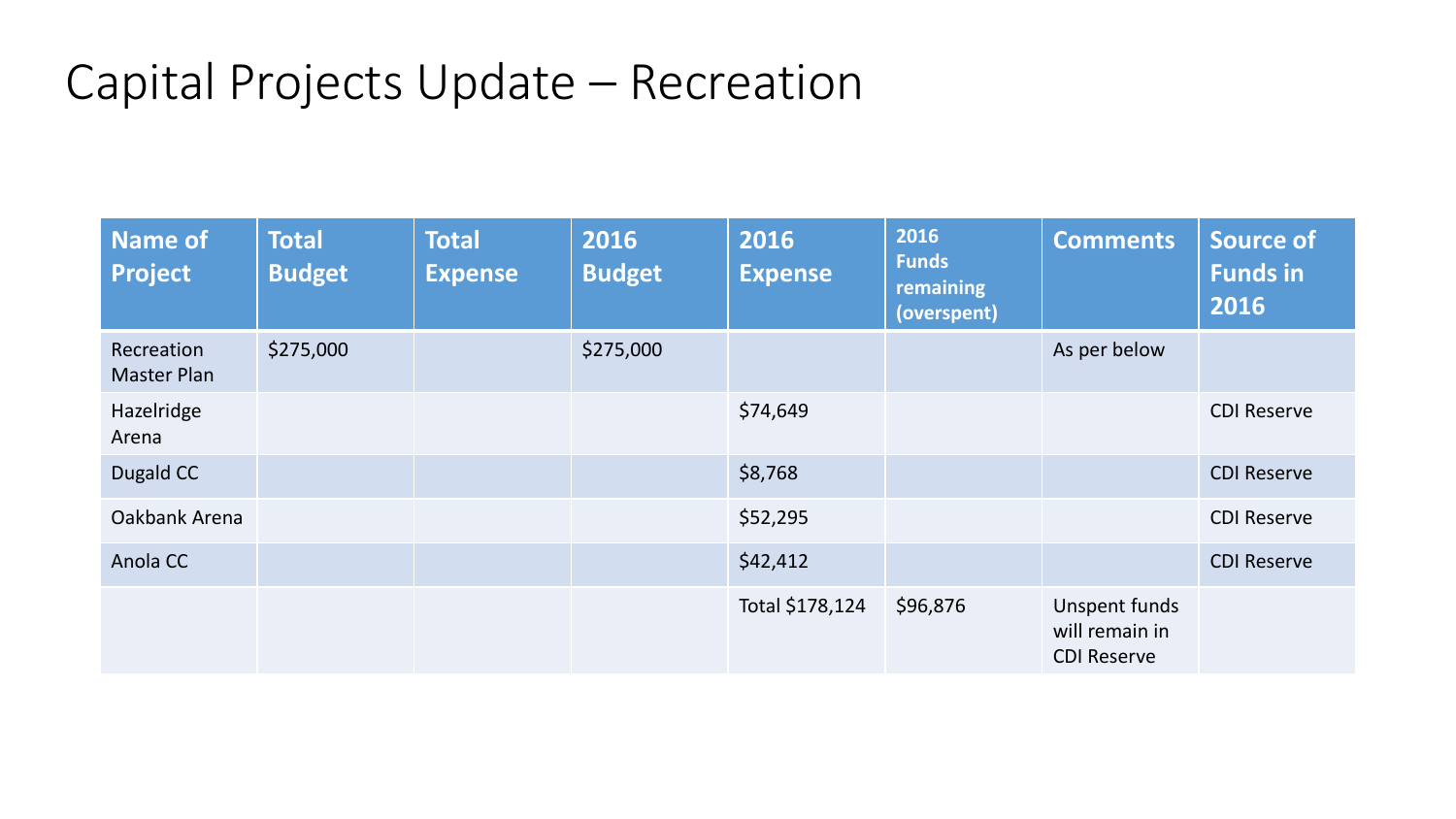# Capital Projects Update – Recreation

| Name of Project | Total Budget | Total Expense | 2016 Budget | 2016 Expense | 2016 Funds remaining (overspent) | Comments | Source of Funds in 2016 |
|---|---|---|---|---|---|---|---|
| Recreation Master Plan | $275,000 | | $275,000 | | | As per below | |
| Hazelridge Arena | | | | $74,649 | | | CDI Reserve |
| Dugald CC | | | | $8,768 | | | CDI Reserve |
| Oakbank Arena | | | | $52,295 | | | CDI Reserve |
| Anola CC | | | | $42,412 | | | CDI Reserve |
| | | | | Total $178,124 | $96,876 | Unspent funds will remain in CDI Reserve | |